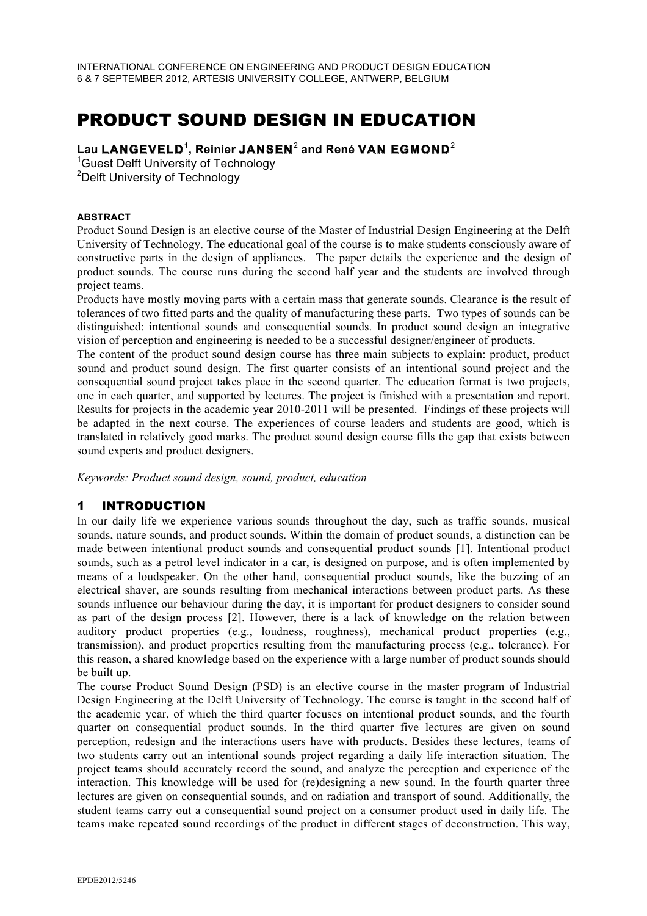# PRODUCT SOUND DESIGN IN EDUCATION

**Lau LANGEVELD[1], Reinier JANSEN[2] and René VAN EGMOND[2]**

[1]Guest Delft University of Technology
[2]Delft University of Technology

#### ABSTRACT

Product Sound Design is an elective course of the Master of Industrial Design Engineering at the Delft University of Technology. The educational goal of the course is to make students consciously aware of constructive parts in the design of appliances. The paper details the experience and the design of product sounds. The course runs during the second half year and the students are involved through project teams.

Products have mostly moving parts with a certain mass that generate sounds. Clearance is the result of tolerances of two fitted parts and the quality of manufacturing these parts. Two types of sounds can be distinguished: intentional sounds and consequential sounds. In product sound design an integrative vision of perception and engineering is needed to be a successful designer/engineer of products.

The content of the product sound design course has three main subjects to explain: product, product sound and product sound design. The first quarter consists of an intentional sound project and the consequential sound project takes place in the second quarter. The education format is two projects, one in each quarter, and supported by lectures. The project is finished with a presentation and report. Results for projects in the academic year 2010-2011 will be presented. Findings of these projects will be adapted in the next course. The experiences of course leaders and students are good, which is translated in relatively good marks. The product sound design course fills the gap that exists between sound experts and product designers.

*Keywords: Product sound design, sound, product, education*

## 1 INTRODUCTION

In our daily life we experience various sounds throughout the day, such as traffic sounds, musical sounds, nature sounds, and product sounds. Within the domain of product sounds, a distinction can be made between intentional product sounds and consequential product sounds [1]. Intentional product sounds, such as a petrol level indicator in a car, is designed on purpose, and is often implemented by means of a loudspeaker. On the other hand, consequential product sounds, like the buzzing of an electrical shaver, are sounds resulting from mechanical interactions between product parts. As these sounds influence our behaviour during the day, it is important for product designers to consider sound as part of the design process [2]. However, there is a lack of knowledge on the relation between auditory product properties (e.g., loudness, roughness), mechanical product properties (e.g., transmission), and product properties resulting from the manufacturing process (e.g., tolerance). For this reason, a shared knowledge based on the experience with a large number of product sounds should be built up.

The course Product Sound Design (PSD) is an elective course in the master program of Industrial Design Engineering at the Delft University of Technology. The course is taught in the second half of the academic year, of which the third quarter focuses on intentional product sounds, and the fourth quarter on consequential product sounds. In the third quarter five lectures are given on sound perception, redesign and the interactions users have with products. Besides these lectures, teams of two students carry out an intentional sounds project regarding a daily life interaction situation. The project teams should accurately record the sound, and analyze the perception and experience of the interaction. This knowledge will be used for (re)designing a new sound. In the fourth quarter three lectures are given on consequential sounds, and on radiation and transport of sound. Additionally, the student teams carry out a consequential sound project on a consumer product used in daily life. The teams make repeated sound recordings of the product in different stages of deconstruction. This way,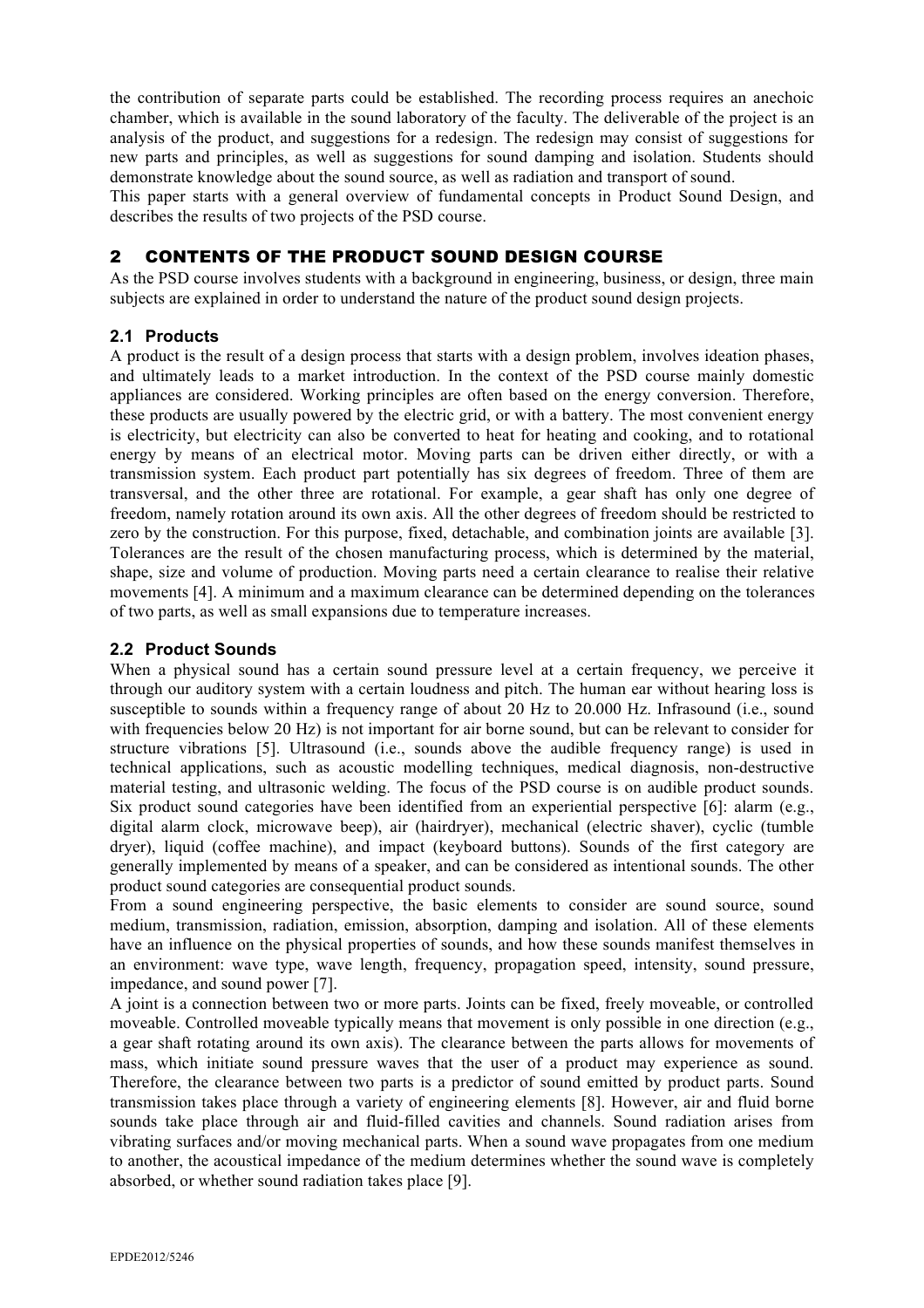the contribution of separate parts could be established. The recording process requires an anechoic chamber, which is available in the sound laboratory of the faculty. The deliverable of the project is an analysis of the product, and suggestions for a redesign. The redesign may consist of suggestions for new parts and principles, as well as suggestions for sound damping and isolation. Students should demonstrate knowledge about the sound source, as well as radiation and transport of sound.

This paper starts with a general overview of fundamental concepts in Product Sound Design, and describes the results of two projects of the PSD course.

## 2 CONTENTS OF THE PRODUCT SOUND DESIGN COURSE

As the PSD course involves students with a background in engineering, business, or design, three main subjects are explained in order to understand the nature of the product sound design projects.

### 2.1 Products

A product is the result of a design process that starts with a design problem, involves ideation phases, and ultimately leads to a market introduction. In the context of the PSD course mainly domestic appliances are considered. Working principles are often based on the energy conversion. Therefore, these products are usually powered by the electric grid, or with a battery. The most convenient energy is electricity, but electricity can also be converted to heat for heating and cooking, and to rotational energy by means of an electrical motor. Moving parts can be driven either directly, or with a transmission system. Each product part potentially has six degrees of freedom. Three of them are transversal, and the other three are rotational. For example, a gear shaft has only one degree of freedom, namely rotation around its own axis. All the other degrees of freedom should be restricted to zero by the construction. For this purpose, fixed, detachable, and combination joints are available [3]. Tolerances are the result of the chosen manufacturing process, which is determined by the material, shape, size and volume of production. Moving parts need a certain clearance to realise their relative movements [4]. A minimum and a maximum clearance can be determined depending on the tolerances of two parts, as well as small expansions due to temperature increases.

### 2.2 Product Sounds

When a physical sound has a certain sound pressure level at a certain frequency, we perceive it through our auditory system with a certain loudness and pitch. The human ear without hearing loss is susceptible to sounds within a frequency range of about 20 Hz to 20.000 Hz. Infrasound (i.e., sound with frequencies below 20 Hz) is not important for air borne sound, but can be relevant to consider for structure vibrations [5]. Ultrasound (i.e., sounds above the audible frequency range) is used in technical applications, such as acoustic modelling techniques, medical diagnosis, non-destructive material testing, and ultrasonic welding. The focus of the PSD course is on audible product sounds. Six product sound categories have been identified from an experiential perspective [6]: alarm (e.g., digital alarm clock, microwave beep), air (hairdryer), mechanical (electric shaver), cyclic (tumble dryer), liquid (coffee machine), and impact (keyboard buttons). Sounds of the first category are generally implemented by means of a speaker, and can be considered as intentional sounds. The other product sound categories are consequential product sounds.

From a sound engineering perspective, the basic elements to consider are sound source, sound medium, transmission, radiation, emission, absorption, damping and isolation. All of these elements have an influence on the physical properties of sounds, and how these sounds manifest themselves in an environment: wave type, wave length, frequency, propagation speed, intensity, sound pressure, impedance, and sound power [7].

A joint is a connection between two or more parts. Joints can be fixed, freely moveable, or controlled moveable. Controlled moveable typically means that movement is only possible in one direction (e.g., a gear shaft rotating around its own axis). The clearance between the parts allows for movements of mass, which initiate sound pressure waves that the user of a product may experience as sound. Therefore, the clearance between two parts is a predictor of sound emitted by product parts. Sound transmission takes place through a variety of engineering elements [8]. However, air and fluid borne sounds take place through air and fluid-filled cavities and channels. Sound radiation arises from vibrating surfaces and/or moving mechanical parts. When a sound wave propagates from one medium to another, the acoustical impedance of the medium determines whether the sound wave is completely absorbed, or whether sound radiation takes place [9].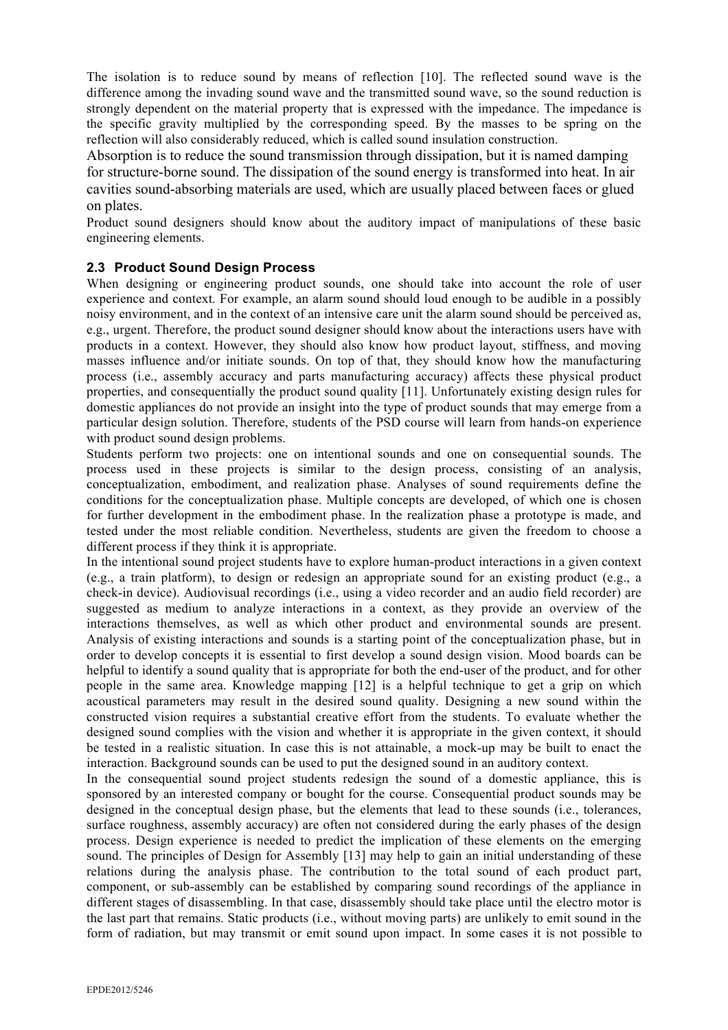The isolation is to reduce sound by means of reflection [10]. The reflected sound wave is the difference among the invading sound wave and the transmitted sound wave, so the sound reduction is strongly dependent on the material property that is expressed with the impedance. The impedance is the specific gravity multiplied by the corresponding speed. By the masses to be spring on the reflection will also considerably reduced, which is called sound insulation construction.

Absorption is to reduce the sound transmission through dissipation, but it is named damping for structure-borne sound. The dissipation of the sound energy is transformed into heat. In air cavities sound-absorbing materials are used, which are usually placed between faces or glued on plates.

Product sound designers should know about the auditory impact of manipulations of these basic engineering elements.

### 2.3 Product Sound Design Process

When designing or engineering product sounds, one should take into account the role of user experience and context. For example, an alarm sound should loud enough to be audible in a possibly noisy environment, and in the context of an intensive care unit the alarm sound should be perceived as, e.g., urgent. Therefore, the product sound designer should know about the interactions users have with products in a context. However, they should also know how product layout, stiffness, and moving masses influence and/or initiate sounds. On top of that, they should know how the manufacturing process (i.e., assembly accuracy and parts manufacturing accuracy) affects these physical product properties, and consequentially the product sound quality [11]. Unfortunately existing design rules for domestic appliances do not provide an insight into the type of product sounds that may emerge from a particular design solution. Therefore, students of the PSD course will learn from hands-on experience with product sound design problems.

Students perform two projects: one on intentional sounds and one on consequential sounds. The process used in these projects is similar to the design process, consisting of an analysis, conceptualization, embodiment, and realization phase. Analyses of sound requirements define the conditions for the conceptualization phase. Multiple concepts are developed, of which one is chosen for further development in the embodiment phase. In the realization phase a prototype is made, and tested under the most reliable condition. Nevertheless, students are given the freedom to choose a different process if they think it is appropriate.

In the intentional sound project students have to explore human-product interactions in a given context (e.g., a train platform), to design or redesign an appropriate sound for an existing product (e.g., a check-in device). Audiovisual recordings (i.e., using a video recorder and an audio field recorder) are suggested as medium to analyze interactions in a context, as they provide an overview of the interactions themselves, as well as which other product and environmental sounds are present. Analysis of existing interactions and sounds is a starting point of the conceptualization phase, but in order to develop concepts it is essential to first develop a sound design vision. Mood boards can be helpful to identify a sound quality that is appropriate for both the end-user of the product, and for other people in the same area. Knowledge mapping [12] is a helpful technique to get a grip on which acoustical parameters may result in the desired sound quality. Designing a new sound within the constructed vision requires a substantial creative effort from the students. To evaluate whether the designed sound complies with the vision and whether it is appropriate in the given context, it should be tested in a realistic situation. In case this is not attainable, a mock-up may be built to enact the interaction. Background sounds can be used to put the designed sound in an auditory context.

In the consequential sound project students redesign the sound of a domestic appliance, this is sponsored by an interested company or bought for the course. Consequential product sounds may be designed in the conceptual design phase, but the elements that lead to these sounds (i.e., tolerances, surface roughness, assembly accuracy) are often not considered during the early phases of the design process. Design experience is needed to predict the implication of these elements on the emerging sound. The principles of Design for Assembly [13] may help to gain an initial understanding of these relations during the analysis phase. The contribution to the total sound of each product part, component, or sub-assembly can be established by comparing sound recordings of the appliance in different stages of disassembling. In that case, disassembly should take place until the electro motor is the last part that remains. Static products (i.e., without moving parts) are unlikely to emit sound in the form of radiation, but may transmit or emit sound upon impact. In some cases it is not possible to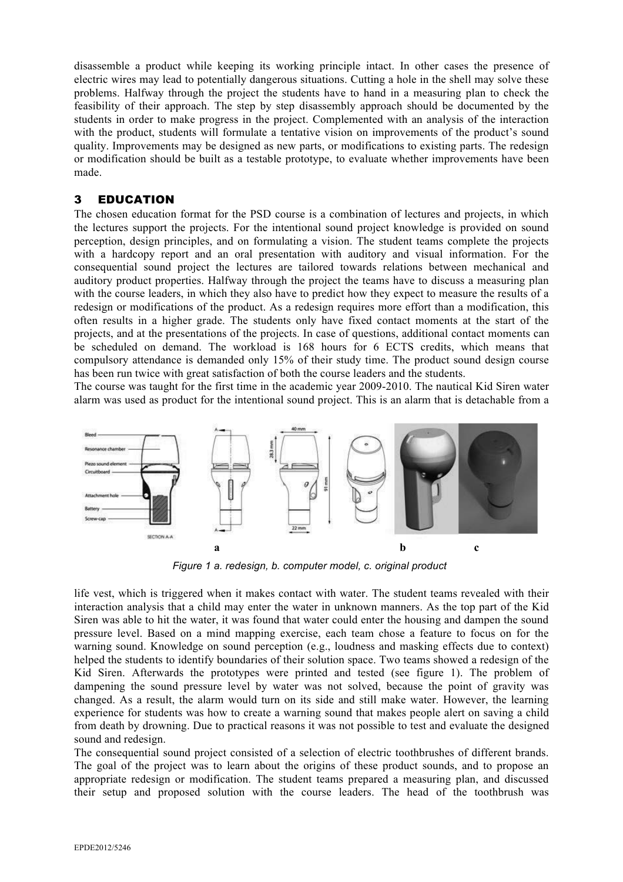disassemble a product while keeping its working principle intact. In other cases the presence of electric wires may lead to potentially dangerous situations. Cutting a hole in the shell may solve these problems. Halfway through the project the students have to hand in a measuring plan to check the feasibility of their approach. The step by step disassembly approach should be documented by the students in order to make progress in the project. Complemented with an analysis of the interaction with the product, students will formulate a tentative vision on improvements of the product's sound quality. Improvements may be designed as new parts, or modifications to existing parts. The redesign or modification should be built as a testable prototype, to evaluate whether improvements have been made.

## 3 EDUCATION

The chosen education format for the PSD course is a combination of lectures and projects, in which the lectures support the projects. For the intentional sound project knowledge is provided on sound perception, design principles, and on formulating a vision. The student teams complete the projects with a hardcopy report and an oral presentation with auditory and visual information. For the consequential sound project the lectures are tailored towards relations between mechanical and auditory product properties. Halfway through the project the teams have to discuss a measuring plan with the course leaders, in which they also have to predict how they expect to measure the results of a redesign or modifications of the product. As a redesign requires more effort than a modification, this often results in a higher grade. The students only have fixed contact moments at the start of the projects, and at the presentations of the projects. In case of questions, additional contact moments can be scheduled on demand. The workload is 168 hours for 6 ECTS credits, which means that compulsory attendance is demanded only 15% of their study time. The product sound design course has been run twice with great satisfaction of both the course leaders and the students.

The course was taught for the first time in the academic year 2009-2010. The nautical Kid Siren water alarm was used as product for the intentional sound project. This is an alarm that is detachable from a

*Figure 1 a. redesign, b. computer model, c. original product*

life vest, which is triggered when it makes contact with water. The student teams revealed with their interaction analysis that a child may enter the water in unknown manners. As the top part of the Kid Siren was able to hit the water, it was found that water could enter the housing and dampen the sound pressure level. Based on a mind mapping exercise, each team chose a feature to focus on for the warning sound. Knowledge on sound perception (e.g., loudness and masking effects due to context) helped the students to identify boundaries of their solution space. Two teams showed a redesign of the Kid Siren. Afterwards the prototypes were printed and tested (see figure 1). The problem of dampening the sound pressure level by water was not solved, because the point of gravity was changed. As a result, the alarm would turn on its side and still make water. However, the learning experience for students was how to create a warning sound that makes people alert on saving a child from death by drowning. Due to practical reasons it was not possible to test and evaluate the designed sound and redesign.

The consequential sound project consisted of a selection of electric toothbrushes of different brands. The goal of the project was to learn about the origins of these product sounds, and to propose an appropriate redesign or modification. The student teams prepared a measuring plan, and discussed their setup and proposed solution with the course leaders. The head of the toothbrush was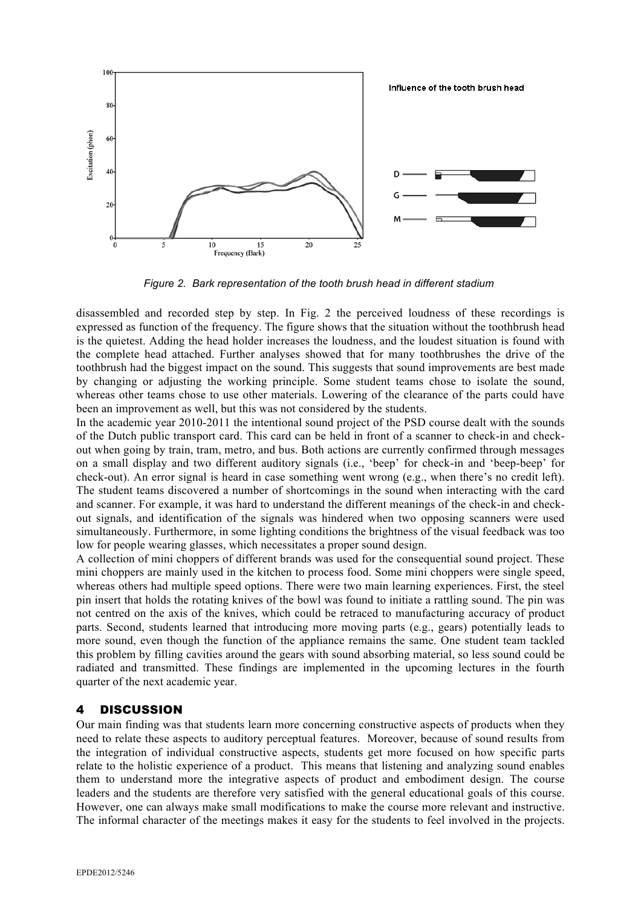*Figure 2. Bark representation of the tooth brush head in different stadium*

disassembled and recorded step by step. In Fig. 2 the perceived loudness of these recordings is expressed as function of the frequency. The figure shows that the situation without the toothbrush head is the quietest. Adding the head holder increases the loudness, and the loudest situation is found with the complete head attached. Further analyses showed that for many toothbrushes the drive of the toothbrush had the biggest impact on the sound. This suggests that sound improvements are best made by changing or adjusting the working principle. Some student teams chose to isolate the sound, whereas other teams chose to use other materials. Lowering of the clearance of the parts could have been an improvement as well, but this was not considered by the students.

In the academic year 2010-2011 the intentional sound project of the PSD course dealt with the sounds of the Dutch public transport card. This card can be held in front of a scanner to check-in and check-out when going by train, tram, metro, and bus. Both actions are currently confirmed through messages on a small display and two different auditory signals (i.e., 'beep' for check-in and 'beep-beep' for check-out). An error signal is heard in case something went wrong (e.g., when there's no credit left). The student teams discovered a number of shortcomings in the sound when interacting with the card and scanner. For example, it was hard to understand the different meanings of the check-in and check-out signals, and identification of the signals was hindered when two opposing scanners were used simultaneously. Furthermore, in some lighting conditions the brightness of the visual feedback was too low for people wearing glasses, which necessitates a proper sound design.

A collection of mini choppers of different brands was used for the consequential sound project. These mini choppers are mainly used in the kitchen to process food. Some mini choppers were single speed, whereas others had multiple speed options. There were two main learning experiences. First, the steel pin insert that holds the rotating knives of the bowl was found to initiate a rattling sound. The pin was not centred on the axis of the knives, which could be retraced to manufacturing accuracy of product parts. Second, students learned that introducing more moving parts (e.g., gears) potentially leads to more sound, even though the function of the appliance remains the same. One student team tackled this problem by filling cavities around the gears with sound absorbing material, so less sound could be radiated and transmitted. These findings are implemented in the upcoming lectures in the fourth quarter of the next academic year.

## 4 DISCUSSION

Our main finding was that students learn more concerning constructive aspects of products when they need to relate these aspects to auditory perceptual features. Moreover, because of sound results from the integration of individual constructive aspects, students get more focused on how specific parts relate to the holistic experience of a product. This means that listening and analyzing sound enables them to understand more the integrative aspects of product and embodiment design. The course leaders and the students are therefore very satisfied with the general educational goals of this course. However, one can always make small modifications to make the course more relevant and instructive. The informal character of the meetings makes it easy for the students to feel involved in the projects.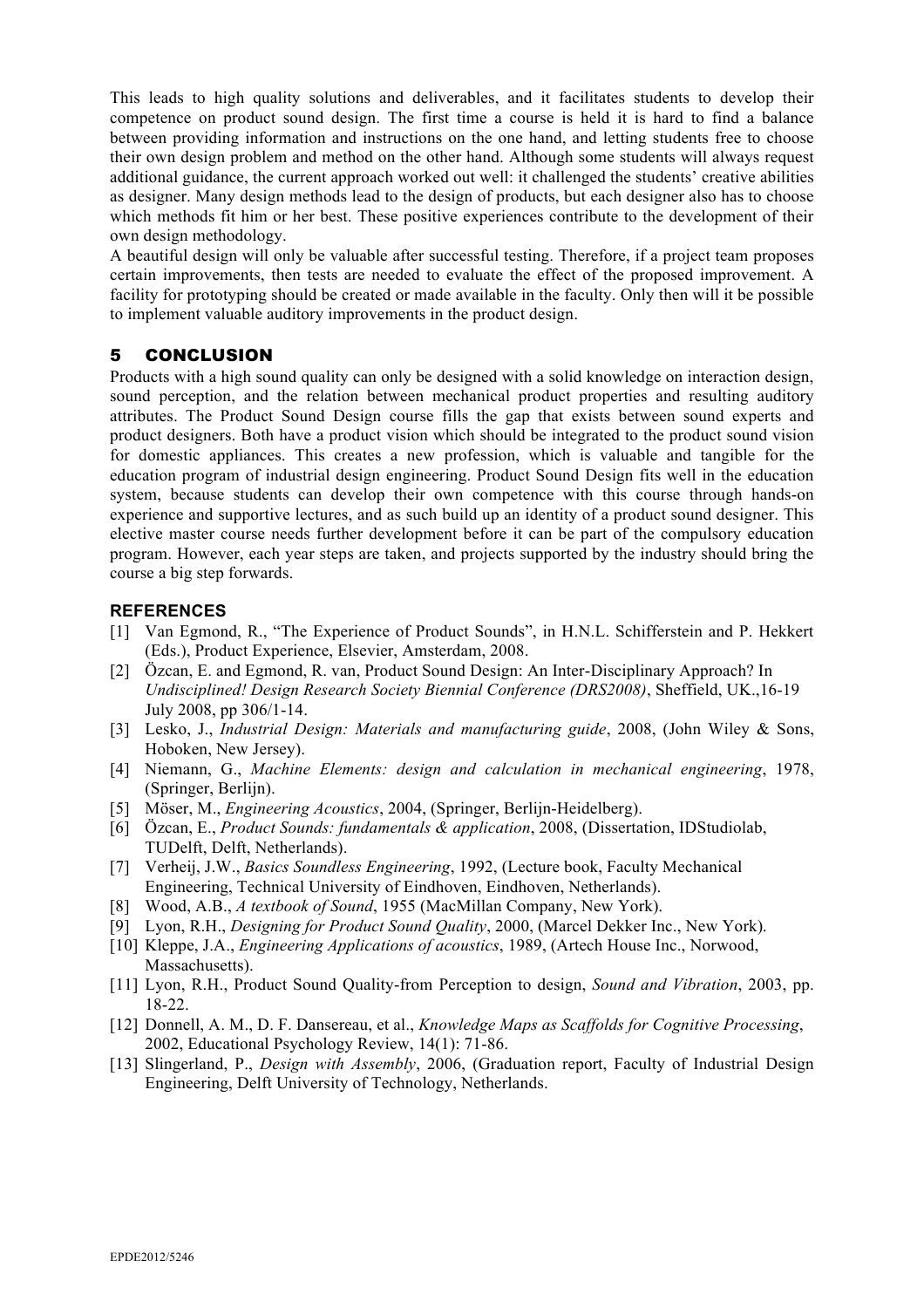This leads to high quality solutions and deliverables, and it facilitates students to develop their competence on product sound design. The first time a course is held it is hard to find a balance between providing information and instructions on the one hand, and letting students free to choose their own design problem and method on the other hand. Although some students will always request additional guidance, the current approach worked out well: it challenged the students' creative abilities as designer. Many design methods lead to the design of products, but each designer also has to choose which methods fit him or her best. These positive experiences contribute to the development of their own design methodology.

A beautiful design will only be valuable after successful testing. Therefore, if a project team proposes certain improvements, then tests are needed to evaluate the effect of the proposed improvement. A facility for prototyping should be created or made available in the faculty. Only then will it be possible to implement valuable auditory improvements in the product design.

## 5 CONCLUSION

Products with a high sound quality can only be designed with a solid knowledge on interaction design, sound perception, and the relation between mechanical product properties and resulting auditory attributes. The Product Sound Design course fills the gap that exists between sound experts and product designers. Both have a product vision which should be integrated to the product sound vision for domestic appliances. This creates a new profession, which is valuable and tangible for the education program of industrial design engineering. Product Sound Design fits well in the education system, because students can develop their own competence with this course through hands-on experience and supportive lectures, and as such build up an identity of a product sound designer. This elective master course needs further development before it can be part of the compulsory education program. However, each year steps are taken, and projects supported by the industry should bring the course a big step forwards.

## REFERENCES

[1] Van Egmond, R., "The Experience of Product Sounds", in H.N.L. Schifferstein and P. Hekkert (Eds.), Product Experience, Elsevier, Amsterdam, 2008.

[2] Özcan, E. and Egmond, R. van, Product Sound Design: An Inter-Disciplinary Approach? In *Undisciplined! Design Research Society Biennial Conference (DRS2008)*, Sheffield, UK.,16-19 July 2008, pp 306/1-14.

[3] Lesko, J., *Industrial Design: Materials and manufacturing guide*, 2008, (John Wiley & Sons, Hoboken, New Jersey).

[4] Niemann, G., *Machine Elements: design and calculation in mechanical engineering*, 1978, (Springer, Berlijn).

[5] Möser, M., *Engineering Acoustics*, 2004, (Springer, Berlijn-Heidelberg).

[6] Özcan, E., *Product Sounds: fundamentals & application*, 2008, (Dissertation, IDStudiolab, TUDelft, Delft, Netherlands).

[7] Verheij, J.W., *Basics Soundless Engineering*, 1992, (Lecture book, Faculty Mechanical Engineering, Technical University of Eindhoven, Eindhoven, Netherlands).

[8] Wood, A.B., *A textbook of Sound*, 1955 (MacMillan Company, New York).

[9] Lyon, R.H., *Designing for Product Sound Quality*, 2000, (Marcel Dekker Inc., New York).

[10] Kleppe, J.A., *Engineering Applications of acoustics*, 1989, (Artech House Inc., Norwood, Massachusetts).

[11] Lyon, R.H., Product Sound Quality-from Perception to design, *Sound and Vibration*, 2003, pp. 18-22.

[12] Donnell, A. M., D. F. Dansereau, et al., *Knowledge Maps as Scaffolds for Cognitive Processing*, 2002, Educational Psychology Review, 14(1): 71-86.

[13] Slingerland, P., *Design with Assembly*, 2006, (Graduation report, Faculty of Industrial Design Engineering, Delft University of Technology, Netherlands.